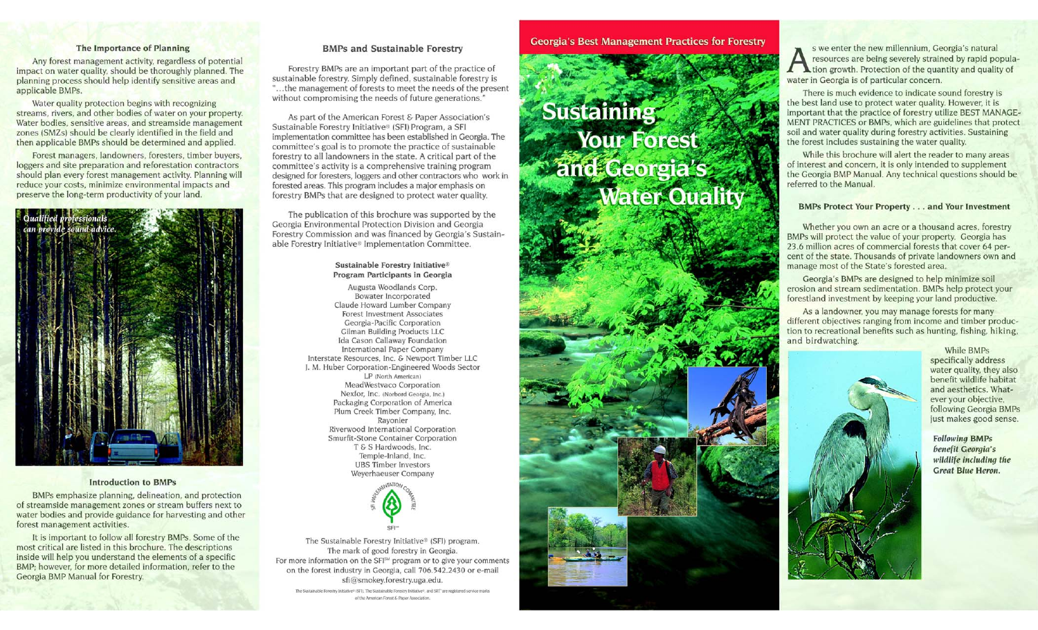### The Importance of Planning

Any forest management activity, regardless of potential impact on water quality, should be thoroughly planned. The planning process should help identify sensitive areas and applicable BMPs.

Water quality protection begins with recognizing streams, rivers, and other bodies of water on your property. Water bodies, sensitive areas, and streamside management zones (SMZs) should be clearly identified in the field and then applicable BMPs should be determined and applied.

Forest managers, landowners, foresters, timber buyers, loggers and site preparation and reforestation contractors should plan every forest management activity. Planning will reduce your costs, minimize environmental impacts and preserve the long-term productivity of your land.

*Qualified professionals can provide sound advice.*

### Introduction to BMPs

BMPs emphasize planning, delineation, and protection of streamside management zones or stream buffers next to water bodies and provide guidance for harvesting and other forest management activities.

It is important to follow all forestry BMPs. Some of the most critical are listed in this brochure. The descriptions inside will help you understand the elements of a specific BMP; however, for more detailed information, refer to the Georgia BMP Manual for Forestry.

### BMPs and Sustainable Forestry

Forestry BMPs are an important part of the practice of sustainable forestry. Simply defined, sustainable forestry is "...the management of forests to meet the needs of the present without compromising the needs of future generations."

As part of the American Forest & Paper Association's Sustainable Forestry Initiative® (SFI) Program, a SFI implementation committee has been established in Georgia. The committee's goal is to promote the practice of sustainable forestry to all landowners in the state. A critical part of the committee's activity is a comprehensive training program designed for foresters, loggers and other contractors who work in forested areas. This program includes a major emphasis on forestry BMPs that are designed to protect water quality.

The publication of this brochure was supported by the Georgia Environmental Protection Division and Georgia Forestry Commission and was financed by Georgia's Sustainable Forestry Initiative® Implementation Committee.

**Sustainable Forestry Initiative® Program Participants in Georgia**

Augusta Woodlands Corp.
Bowater Incorporated
Claude Howard Lumber Company
Forest Investment Associates
Georgia-Pacific Corporation
Gilman Building Products LLC
Ida Cason Callaway Foundation
International Paper Company
Interstate Resources, Inc. & Newport Timber LLC
J. M. Huber Corporation-Engineered Woods Sector
LP (North American)
MeadWestvaco Corporation
Nexfor, Inc. (Norbord Georgia, Inc.)
Packaging Corporation of America
Plum Creek Timber Company, Inc.
Rayonier
Riverwood International Corporation
Smurfit-Stone Container Corporation
T & S Hardwoods, Inc.
Temple-Inland, Inc.
UBS Timber Investors
Weyerhaeuser Company

SFI Implementation Committee
SFI℠

The Sustainable Forestry Initiative® (SFI) program.
The mark of good forestry in Georgia.
For more information on the SFI℠ program or to give your comments on the forest industry in Georgia, call 706.542.2430 or e-mail sfi@smokey.forestry.uga.edu.

The Sustainable Forestry Initiative® (SFI), The Sustainable Forestry Initiative®, and SFI℠ are registered service marks of the American Forest & Paper Association.

## Georgia's Best Management Practices for Forestry

# Sustaining Your Forest and Georgia's Water Quality

As we enter the new millennium, Georgia's natural resources are being severely strained by rapid population growth. Protection of the quantity and quality of water in Georgia is of particular concern.

There is much evidence to indicate sound forestry is the best land use to protect water quality. However, it is important that the practice of forestry utilize BEST MANAGEMENT PRACTICES or BMPs, which are guidelines that protect soil and water quality during forestry activities. Sustaining the forest includes sustaining the water quality.

While this brochure will alert the reader to many areas of interest and concern, it is only intended to supplement the Georgia BMP Manual. Any technical questions should be referred to the Manual.

### BMPs Protect Your Property . . . and Your Investment

Whether you own an acre or a thousand acres, forestry BMPs will protect the value of your property. Georgia has 23.6 million acres of commercial forests that cover 64 percent of the state. Thousands of private landowners own and manage most of the State's forested area.

Georgia's BMPs are designed to help minimize soil erosion and stream sedimentation. BMPs help protect your forestland investment by keeping your land productive.

As a landowner, you may manage forests for many different objectives ranging from income and timber production to recreational benefits such as hunting, fishing, hiking, and birdwatching.

While BMPs specifically address water quality, they also benefit wildlife habitat and aesthetics. Whatever your objective, following Georgia BMPs just makes good sense.

***Following BMPs benefit Georgia's wildlife including the Great Blue Heron.***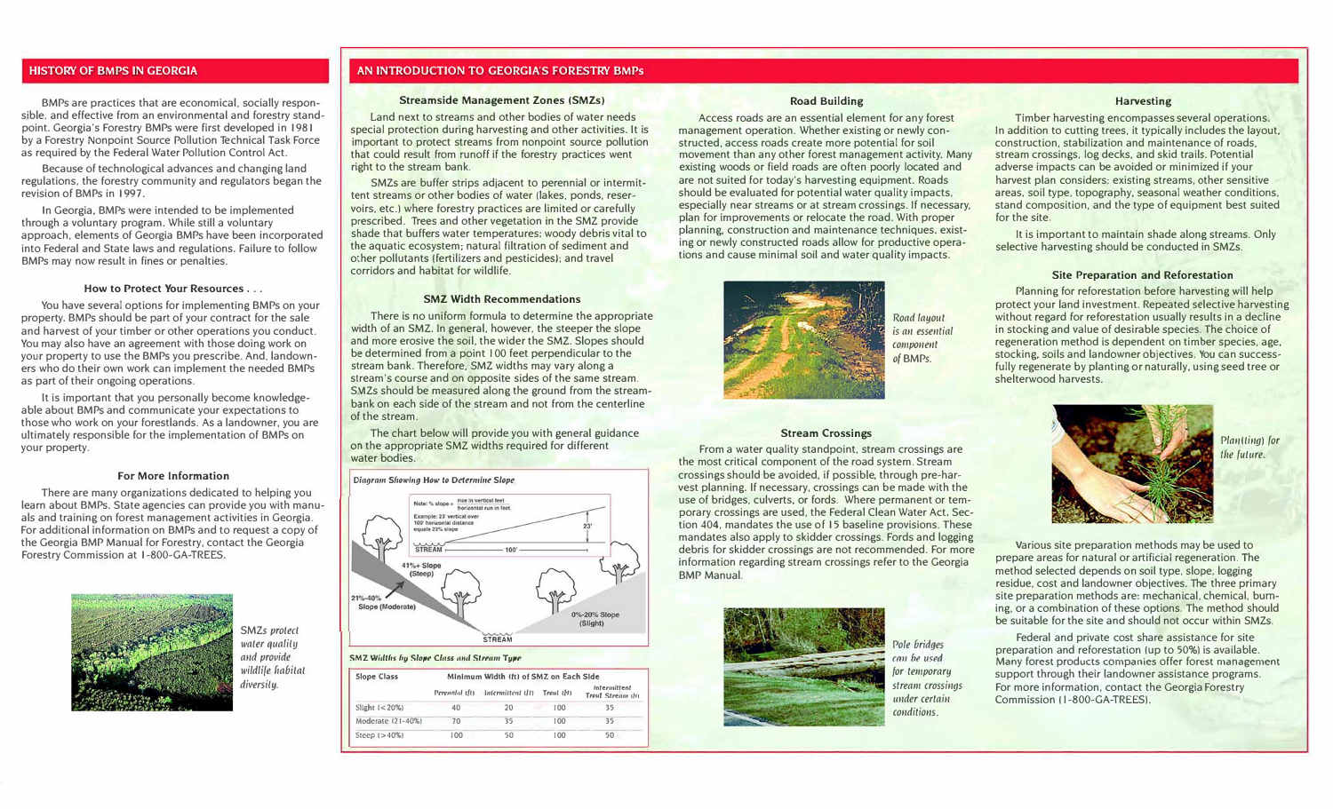## HISTORY OF BMPS IN GEORGIA

BMPs are practices that are economical, socially responsible, and effective from an environmental and forestry standpoint. Georgia's Forestry BMPs were first developed in 1981 by a Forestry Nonpoint Source Pollution Technical Task Force as required by the Federal Water Pollution Control Act.

Because of technological advances and changing land regulations, the forestry community and regulators began the revision of BMPs in 1997.

In Georgia, BMPs were intended to be implemented through a voluntary program. While still a voluntary approach, elements of Georgia BMPs have been incorporated into Federal and State laws and regulations. Failure to follow BMPs may now result in fines or penalties.

### How to Protect Your Resources . . .

You have several options for implementing BMPs on your property. BMPs should be part of your contract for the sale and harvest of your timber or other operations you conduct. You may also have an agreement with those doing work on your property to use the BMPs you prescribe. And, landowners who do their own work can implement the needed BMPs as part of their ongoing operations.

It is important that you personally become knowledgeable about BMPs and communicate your expectations to those who work on your forestlands. As a landowner, you are ultimately responsible for the implementation of BMPs on your property.

### For More Information

There are many organizations dedicated to helping you learn about BMPs. State agencies can provide you with manuals and training on forest management activities in Georgia. For additional information on BMPs and to request a copy of the Georgia BMP Manual for Forestry, contact the Georgia Forestry Commission at 1-800-GA-TREES.

*SMZs protect water quality and provide wildlife habitat diversity.*

## AN INTRODUCTION TO GEORGIA'S FORESTRY BMPs

### Streamside Management Zones (SMZs)

Land next to streams and other bodies of water needs special protection during harvesting and other activities. It is important to protect streams from nonpoint source pollution that could result from runoff if the forestry practices went right to the stream bank.

SMZs are buffer strips adjacent to perennial or intermittent streams or other bodies of water (lakes, ponds, reservoirs, etc.) where forestry practices are limited or carefully prescribed. Trees and other vegetation in the SMZ provide shade that buffers water temperatures; woody debris vital to the aquatic ecosystem; natural filtration of sediment and other pollutants (fertilizers and pesticides); and travel corridors and habitat for wildlife.

### SMZ Width Recommendations

There is no uniform formula to determine the appropriate width of an SMZ. In general, however, the steeper the slope and more erosive the soil, the wider the SMZ. Slopes should be determined from a point 100 feet perpendicular to the stream bank. Therefore, SMZ widths may vary along a stream's course and on opposite sides of the same stream. SMZs should be measured along the ground from the streambank on each side of the stream and not from the centerline of the stream.

The chart below will provide you with general guidance on the appropriate SMZ widths required for different water bodies.

*Diagram Showing How to Determine Slope*

Note: % slope = rise in vertical feet / horizontal run in feet

Example: 23' vertical over 100' horizontal distance equals 23% slope

23'

STREAM

100'

41%+ Slope (Steep)

21%-40% Slope (Moderate)

0%-20% Slope (Slight)

STREAM

*SMZ Widths by Slope Class and Stream Type*

| Slope Class | Minimum Width (ft) of SMZ on Each Side | | | |
|---|---|---|---|---|
| | Perennial (ft) | Intermittent (ft) | Trout (ft) | Intermittent Trout Stream (ft) |
| Slight (<20%) | 40 | 20 | 100 | 35 |
| Moderate (21-40%) | 70 | 35 | 100 | 35 |
| Steep (>40%) | 100 | 50 | 100 | 50 |

### Road Building

Access roads are an essential element for any forest management operation. Whether existing or newly constructed, access roads create more potential for soil movement than any other forest management activity. Many existing woods or field roads are often poorly located and are not suited for today's harvesting equipment. Roads should be evaluated for potential water quality impacts, especially near streams or at stream crossings. If necessary, plan for improvements or relocate the road. With proper planning, construction and maintenance techniques, existing or newly constructed roads allow for productive operations and cause minimal soil and water quality impacts.

*Road layout is an essential component of BMPs.*

### Stream Crossings

From a water quality standpoint, stream crossings are the most critical component of the road system. Stream crossings should be avoided, if possible, through pre-harvest planning. If necessary, crossings can be made with the use of bridges, culverts, or fords. Where permanent or temporary crossings are used, the Federal Clean Water Act, Section 404, mandates the use of 15 baseline provisions. These mandates also apply to skidder crossings. Fords and logging debris for skidder crossings are not recommended. For more information regarding stream crossings refer to the Georgia BMP Manual.

*Pole bridges can be used for temporary stream crossings under certain conditions.*

### Harvesting

Timber harvesting encompasses several operations. In addition to cutting trees, it typically includes the layout, construction, stabilization and maintenance of roads, stream crossings, log decks, and skid trails. Potential adverse impacts can be avoided or minimized if your harvest plan considers: existing streams, other sensitive areas, soil type, topography, seasonal weather conditions, stand composition, and the type of equipment best suited for the site.

It is important to maintain shade along streams. Only selective harvesting should be conducted in SMZs.

### Site Preparation and Reforestation

Planning for reforestation before harvesting will help protect your land investment. Repeated selective harvesting without regard for reforestation usually results in a decline in stocking and value of desirable species. The choice of regeneration method is dependent on timber species, age, stocking, soils and landowner objectives. You can successfully regenerate by planting or naturally, using seed tree or shelterwood harvests.

*Plan(ting) for the future.*

Various site preparation methods may be used to prepare areas for natural or artificial regeneration. The method selected depends on soil type, slope, logging residue, cost and landowner objectives. The three primary site preparation methods are: mechanical, chemical, burning, or a combination of these options. The method should be suitable for the site and should not occur within SMZs.

Federal and private cost share assistance for site preparation and reforestation (up to 50%) is available. Many forest products companies offer forest management support through their landowner assistance programs. For more information, contact the Georgia Forestry Commission (1-800-GA-TREES).